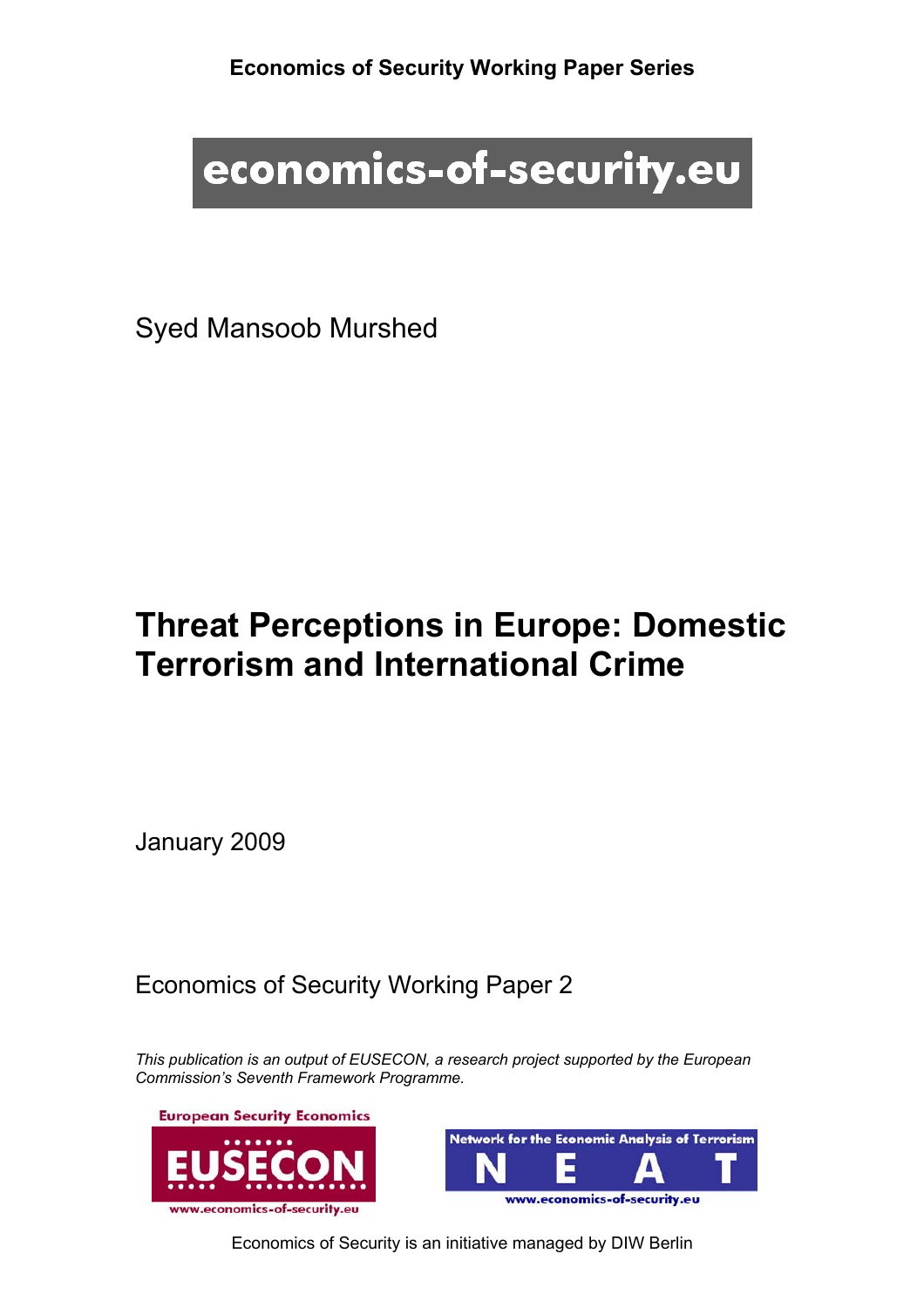**Economics of Security Working Paper Series**

economics-of-security.eu

Syed Mansoob Murshed

# Threat Perceptions in Europe: Domestic Terrorism and International Crime

January 2009

Economics of Security Working Paper 2

*This publication is an output of EUSECON, a research project supported by the European Commission's Seventh Framework Programme.*

European Security Economics
EUSECON
www.economics-of-security.eu

Network for the Economic Analysis of Terrorism
N E A T
www.economics-of-security.eu

Economics of Security is an initiative managed by DIW Berlin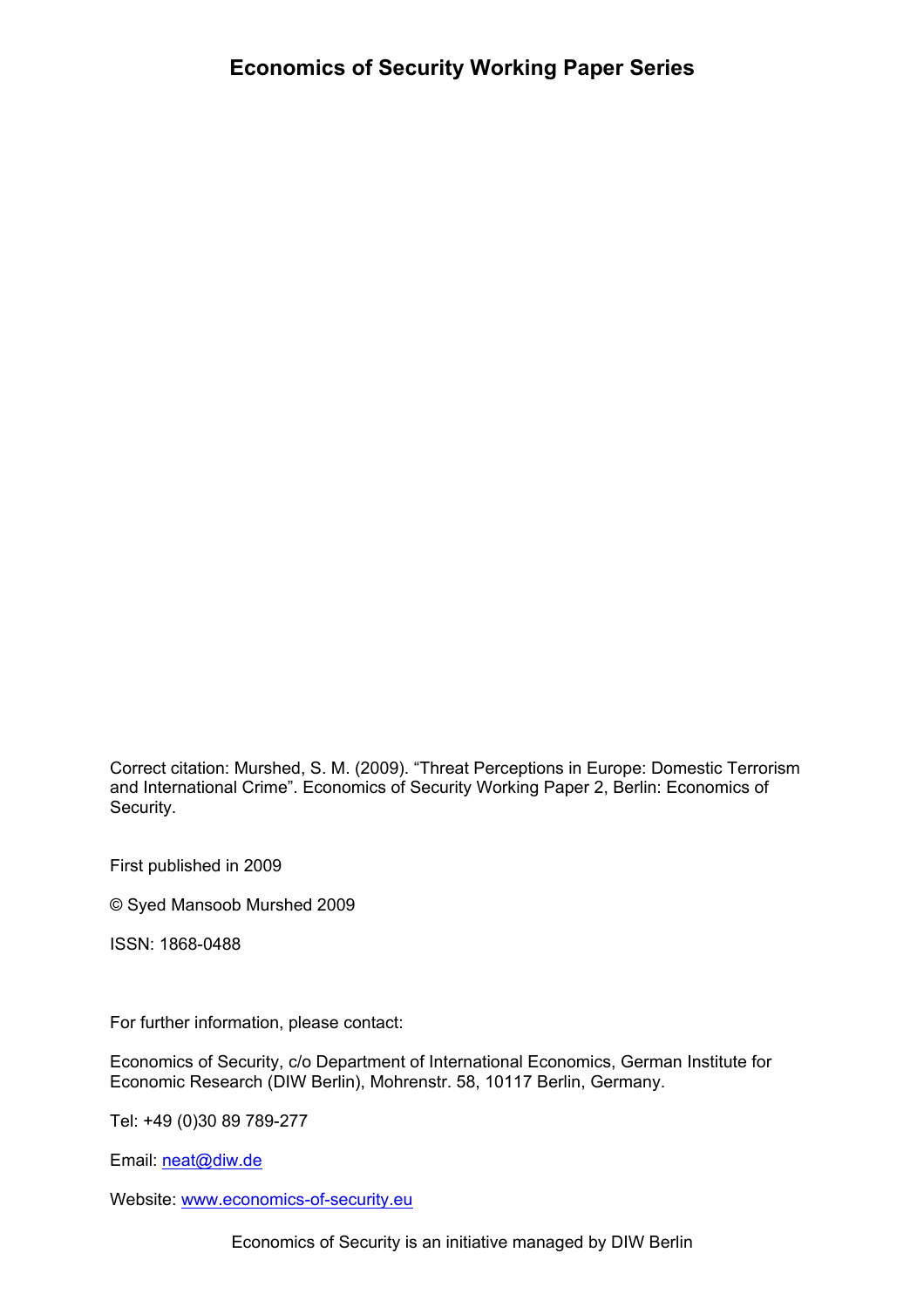# Economics of Security Working Paper Series

Correct citation: Murshed, S. M. (2009). “Threat Perceptions in Europe: Domestic Terrorism and International Crime”. Economics of Security Working Paper 2, Berlin: Economics of Security.

First published in 2009

© Syed Mansoob Murshed 2009

ISSN: 1868-0488

For further information, please contact:

Economics of Security, c/o Department of International Economics, German Institute for Economic Research (DIW Berlin), Mohrenstr. 58, 10117 Berlin, Germany.

Tel: +49 (0)30 89 789-277

Email: neat@diw.de

Website: www.economics-of-security.eu

Economics of Security is an initiative managed by DIW Berlin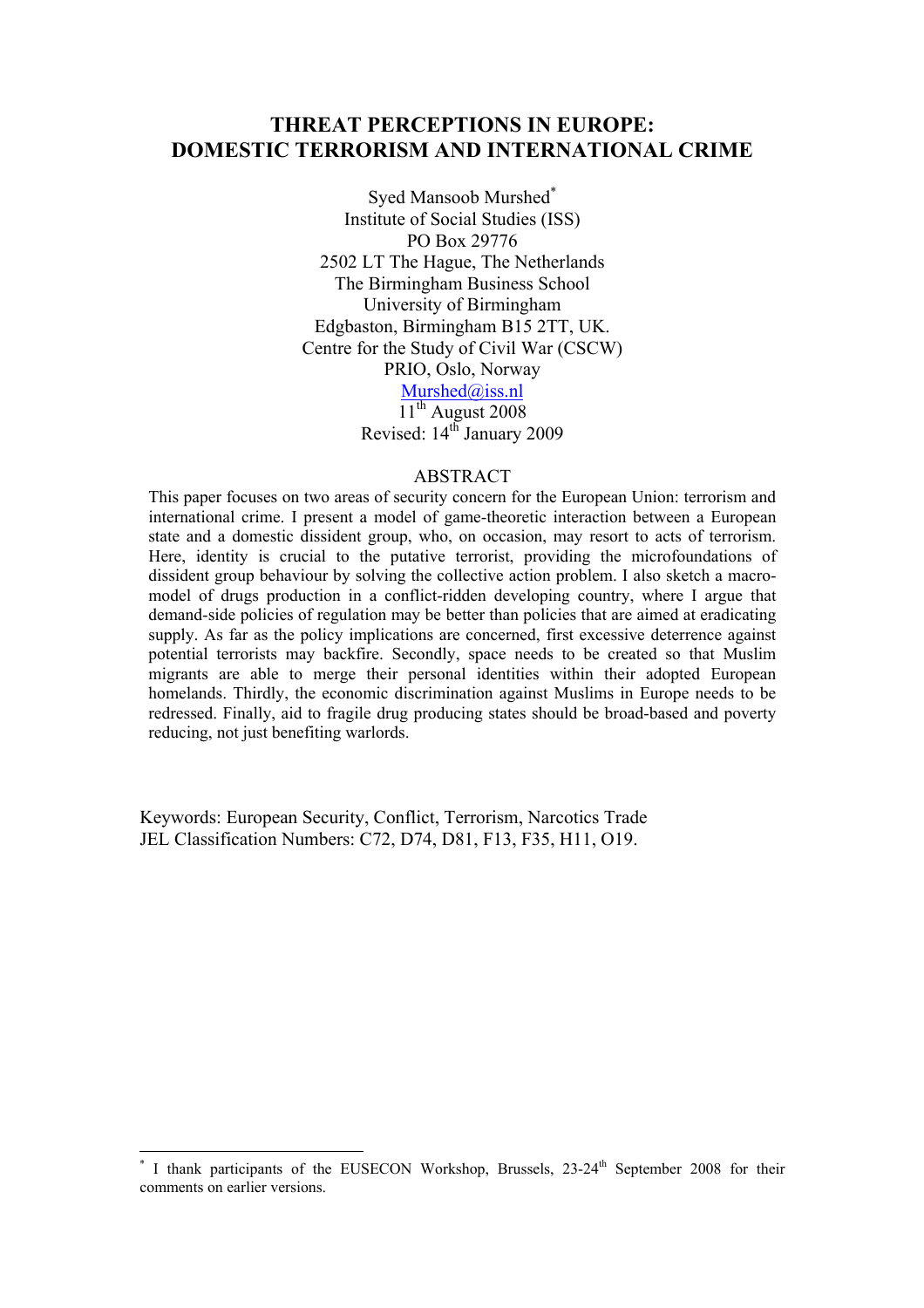# THREAT PERCEPTIONS IN EUROPE: DOMESTIC TERRORISM AND INTERNATIONAL CRIME

Syed Mansoob Murshed[*]
Institute of Social Studies (ISS)
PO Box 29776
2502 LT The Hague, The Netherlands
The Birmingham Business School
University of Birmingham
Edgbaston, Birmingham B15 2TT, UK.
Centre for the Study of Civil War (CSCW)
PRIO, Oslo, Norway
Murshed@iss.nl
11th August 2008
Revised: 14th January 2009

## ABSTRACT

This paper focuses on two areas of security concern for the European Union: terrorism and international crime. I present a model of game-theoretic interaction between a European state and a domestic dissident group, who, on occasion, may resort to acts of terrorism. Here, identity is crucial to the putative terrorist, providing the microfoundations of dissident group behaviour by solving the collective action problem. I also sketch a macro-model of drugs production in a conflict-ridden developing country, where I argue that demand-side policies of regulation may be better than policies that are aimed at eradicating supply. As far as the policy implications are concerned, first excessive deterrence against potential terrorists may backfire. Secondly, space needs to be created so that Muslim migrants are able to merge their personal identities within their adopted European homelands. Thirdly, the economic discrimination against Muslims in Europe needs to be redressed. Finally, aid to fragile drug producing states should be broad-based and poverty reducing, not just benefiting warlords.

Keywords: European Security, Conflict, Terrorism, Narcotics Trade
JEL Classification Numbers: C72, D74, D81, F13, F35, H11, O19.

[*] I thank participants of the EUSECON Workshop, Brussels, 23-24th September 2008 for their comments on earlier versions.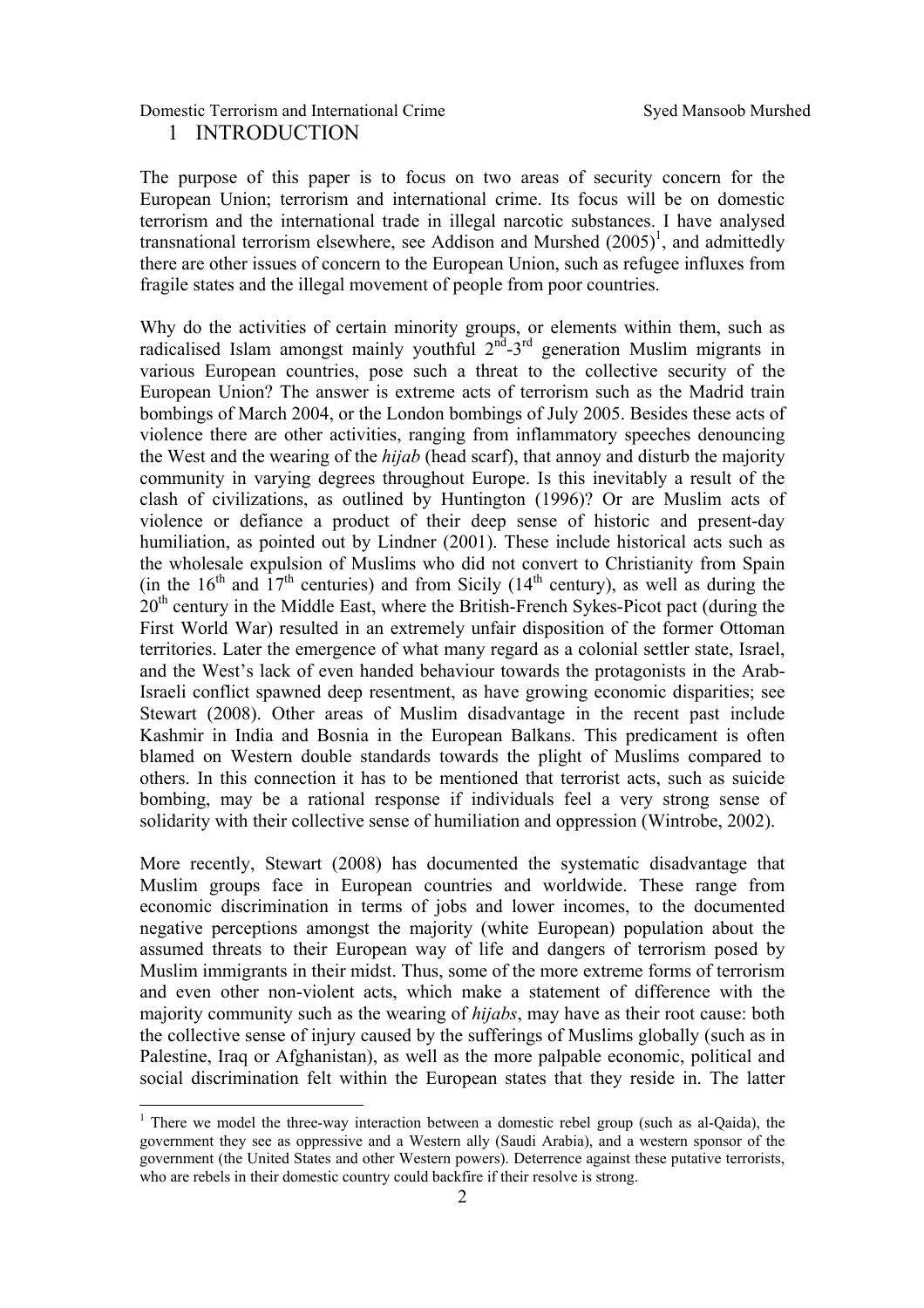# 1 INTRODUCTION

The purpose of this paper is to focus on two areas of security concern for the European Union; terrorism and international crime. Its focus will be on domestic terrorism and the international trade in illegal narcotic substances. I have analysed transnational terrorism elsewhere, see Addison and Murshed (2005)[1], and admittedly there are other issues of concern to the European Union, such as refugee influxes from fragile states and the illegal movement of people from poor countries.

Why do the activities of certain minority groups, or elements within them, such as radicalised Islam amongst mainly youthful 2nd-3rd generation Muslim migrants in various European countries, pose such a threat to the collective security of the European Union? The answer is extreme acts of terrorism such as the Madrid train bombings of March 2004, or the London bombings of July 2005. Besides these acts of violence there are other activities, ranging from inflammatory speeches denouncing the West and the wearing of the *hijab* (head scarf), that annoy and disturb the majority community in varying degrees throughout Europe. Is this inevitably a result of the clash of civilizations, as outlined by Huntington (1996)? Or are Muslim acts of violence or defiance a product of their deep sense of historic and present-day humiliation, as pointed out by Lindner (2001). These include historical acts such as the wholesale expulsion of Muslims who did not convert to Christianity from Spain (in the 16th and 17th centuries) and from Sicily (14th century), as well as during the 20th century in the Middle East, where the British-French Sykes-Picot pact (during the First World War) resulted in an extremely unfair disposition of the former Ottoman territories. Later the emergence of what many regard as a colonial settler state, Israel, and the West's lack of even handed behaviour towards the protagonists in the Arab-Israeli conflict spawned deep resentment, as have growing economic disparities; see Stewart (2008). Other areas of Muslim disadvantage in the recent past include Kashmir in India and Bosnia in the European Balkans. This predicament is often blamed on Western double standards towards the plight of Muslims compared to others. In this connection it has to be mentioned that terrorist acts, such as suicide bombing, may be a rational response if individuals feel a very strong sense of solidarity with their collective sense of humiliation and oppression (Wintrobe, 2002).

More recently, Stewart (2008) has documented the systematic disadvantage that Muslim groups face in European countries and worldwide. These range from economic discrimination in terms of jobs and lower incomes, to the documented negative perceptions amongst the majority (white European) population about the assumed threats to their European way of life and dangers of terrorism posed by Muslim immigrants in their midst. Thus, some of the more extreme forms of terrorism and even other non-violent acts, which make a statement of difference with the majority community such as the wearing of *hijabs*, may have as their root cause: both the collective sense of injury caused by the sufferings of Muslims globally (such as in Palestine, Iraq or Afghanistan), as well as the more palpable economic, political and social discrimination felt within the European states that they reside in. The latter

[1] There we model the three-way interaction between a domestic rebel group (such as al-Qaida), the government they see as oppressive and a Western ally (Saudi Arabia), and a western sponsor of the government (the United States and other Western powers). Deterrence against these putative terrorists, who are rebels in their domestic country could backfire if their resolve is strong.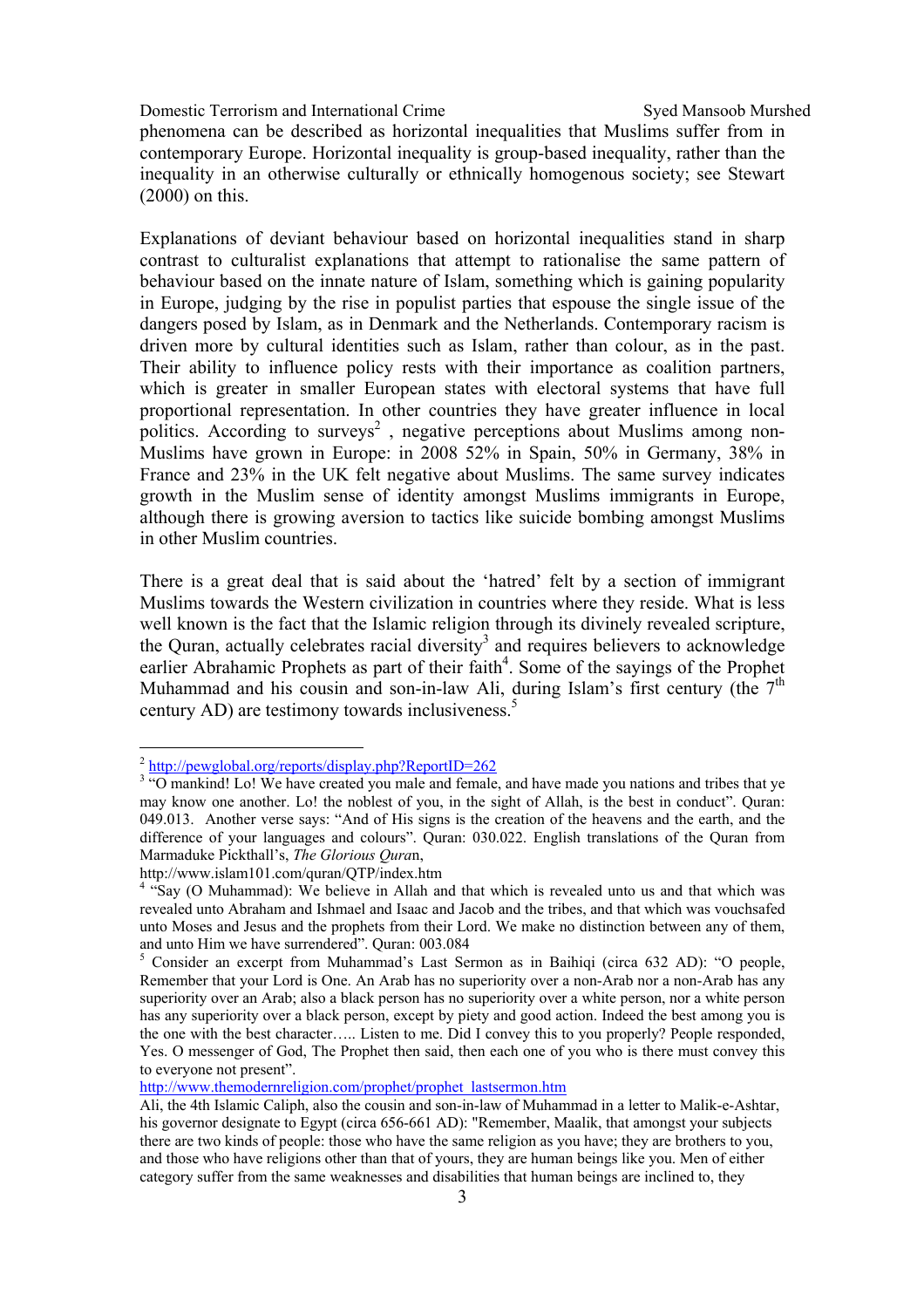phenomena can be described as horizontal inequalities that Muslims suffer from in contemporary Europe. Horizontal inequality is group-based inequality, rather than the inequality in an otherwise culturally or ethnically homogenous society; see Stewart (2000) on this.

Explanations of deviant behaviour based on horizontal inequalities stand in sharp contrast to culturalist explanations that attempt to rationalise the same pattern of behaviour based on the innate nature of Islam, something which is gaining popularity in Europe, judging by the rise in populist parties that espouse the single issue of the dangers posed by Islam, as in Denmark and the Netherlands. Contemporary racism is driven more by cultural identities such as Islam, rather than colour, as in the past. Their ability to influence policy rests with their importance as coalition partners, which is greater in smaller European states with electoral systems that have full proportional representation. In other countries they have greater influence in local politics. According to surveys[2] , negative perceptions about Muslims among non-Muslims have grown in Europe: in 2008 52% in Spain, 50% in Germany, 38% in France and 23% in the UK felt negative about Muslims. The same survey indicates growth in the Muslim sense of identity amongst Muslims immigrants in Europe, although there is growing aversion to tactics like suicide bombing amongst Muslims in other Muslim countries.

There is a great deal that is said about the 'hatred' felt by a section of immigrant Muslims towards the Western civilization in countries where they reside. What is less well known is the fact that the Islamic religion through its divinely revealed scripture, the Quran, actually celebrates racial diversity[3] and requires believers to acknowledge earlier Abrahamic Prophets as part of their faith[4]. Some of the sayings of the Prophet Muhammad and his cousin and son-in-law Ali, during Islam's first century (the 7th century AD) are testimony towards inclusiveness.[5]

---

[2] http://pewglobal.org/reports/display.php?ReportID=262

[3] "O mankind! Lo! We have created you male and female, and have made you nations and tribes that ye may know one another. Lo! the noblest of you, in the sight of Allah, is the best in conduct". Quran: 049.013. Another verse says: "And of His signs is the creation of the heavens and the earth, and the difference of your languages and colours". Quran: 030.022. English translations of the Quran from Marmaduke Pickthall's, *The Glorious Quran*, http://www.islam101.com/quran/QTP/index.htm

[4] "Say (O Muhammad): We believe in Allah and that which is revealed unto us and that which was revealed unto Abraham and Ishmael and Isaac and Jacob and the tribes, and that which was vouchsafed unto Moses and Jesus and the prophets from their Lord. We make no distinction between any of them, and unto Him we have surrendered". Quran: 003.084

[5] Consider an excerpt from Muhammad's Last Sermon as in Baihiqi (circa 632 AD): "O people, Remember that your Lord is One. An Arab has no superiority over a non-Arab nor a non-Arab has any superiority over an Arab; also a black person has no superiority over a white person, nor a white person has any superiority over a black person, except by piety and good action. Indeed the best among you is the one with the best character….. Listen to me. Did I convey this to you properly? People responded, Yes. O messenger of God, The Prophet then said, then each one of you who is there must convey this to everyone not present". http://www.themodernreligion.com/prophet/prophet_lastsermon.htm

Ali, the 4th Islamic Caliph, also the cousin and son-in-law of Muhammad in a letter to Malik-e-Ashtar, his governor designate to Egypt (circa 656-661 AD): "Remember, Maalik, that amongst your subjects there are two kinds of people: those who have the same religion as you have; they are brothers to you, and those who have religions other than that of yours, they are human beings like you. Men of either category suffer from the same weaknesses and disabilities that human beings are inclined to, they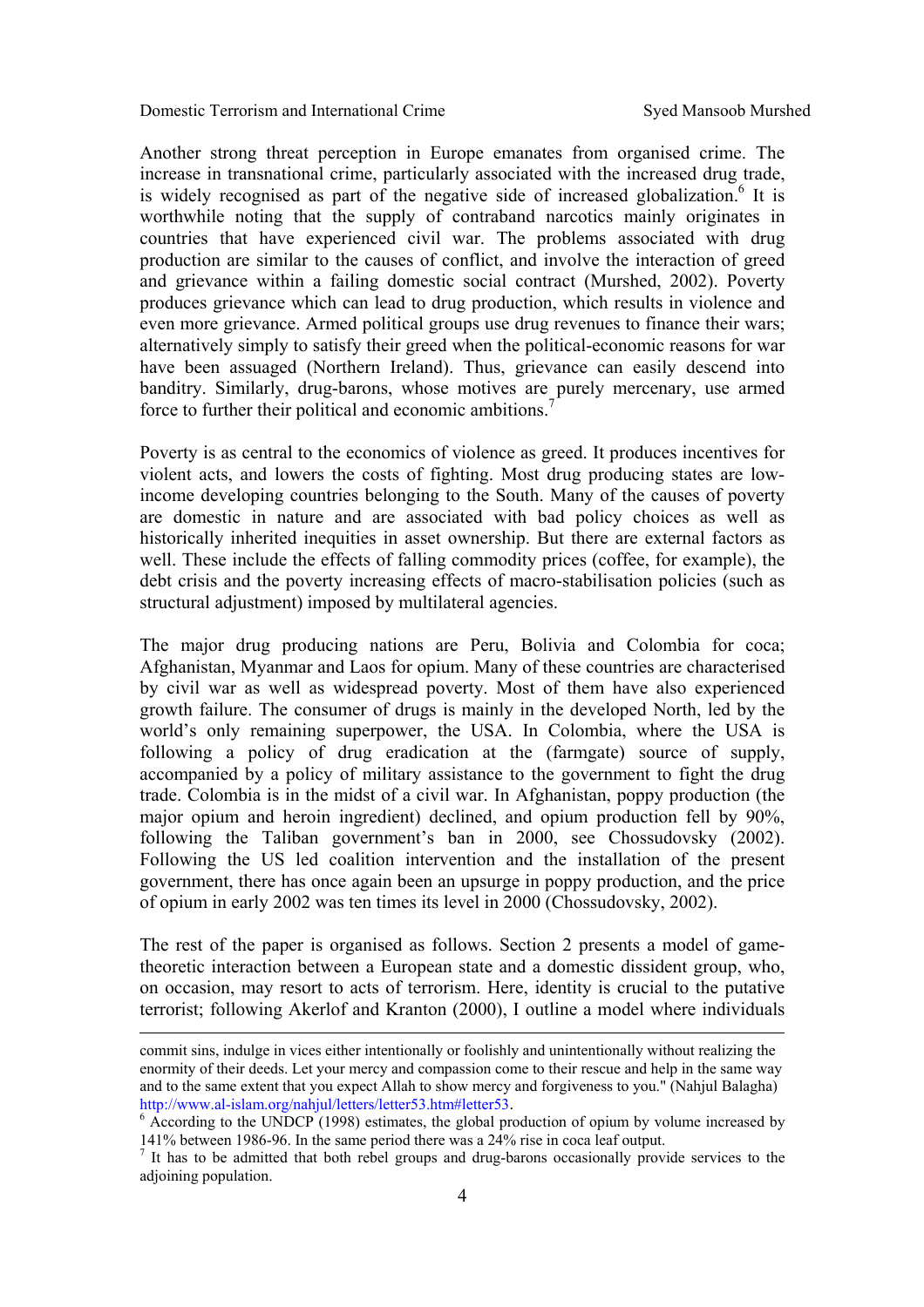Another strong threat perception in Europe emanates from organised crime. The increase in transnational crime, particularly associated with the increased drug trade, is widely recognised as part of the negative side of increased globalization.[6] It is worthwhile noting that the supply of contraband narcotics mainly originates in countries that have experienced civil war. The problems associated with drug production are similar to the causes of conflict, and involve the interaction of greed and grievance within a failing domestic social contract (Murshed, 2002). Poverty produces grievance which can lead to drug production, which results in violence and even more grievance. Armed political groups use drug revenues to finance their wars; alternatively simply to satisfy their greed when the political-economic reasons for war have been assuaged (Northern Ireland). Thus, grievance can easily descend into banditry. Similarly, drug-barons, whose motives are purely mercenary, use armed force to further their political and economic ambitions.[7]

Poverty is as central to the economics of violence as greed. It produces incentives for violent acts, and lowers the costs of fighting. Most drug producing states are low-income developing countries belonging to the South. Many of the causes of poverty are domestic in nature and are associated with bad policy choices as well as historically inherited inequities in asset ownership. But there are external factors as well. These include the effects of falling commodity prices (coffee, for example), the debt crisis and the poverty increasing effects of macro-stabilisation policies (such as structural adjustment) imposed by multilateral agencies.

The major drug producing nations are Peru, Bolivia and Colombia for coca; Afghanistan, Myanmar and Laos for opium. Many of these countries are characterised by civil war as well as widespread poverty. Most of them have also experienced growth failure. The consumer of drugs is mainly in the developed North, led by the world's only remaining superpower, the USA. In Colombia, where the USA is following a policy of drug eradication at the (farmgate) source of supply, accompanied by a policy of military assistance to the government to fight the drug trade. Colombia is in the midst of a civil war. In Afghanistan, poppy production (the major opium and heroin ingredient) declined, and opium production fell by 90%, following the Taliban government's ban in 2000, see Chossudovsky (2002). Following the US led coalition intervention and the installation of the present government, there has once again been an upsurge in poppy production, and the price of opium in early 2002 was ten times its level in 2000 (Chossudovsky, 2002).

The rest of the paper is organised as follows. Section 2 presents a model of game-theoretic interaction between a European state and a domestic dissident group, who, on occasion, may resort to acts of terrorism. Here, identity is crucial to the putative terrorist; following Akerlof and Kranton (2000), I outline a model where individuals

---

commit sins, indulge in vices either intentionally or foolishly and unintentionally without realizing the enormity of their deeds. Let your mercy and compassion come to their rescue and help in the same way and to the same extent that you expect Allah to show mercy and forgiveness to you." (Nahjul Balagha) http://www.al-islam.org/nahjul/letters/letter53.htm#letter53.

[6] According to the UNDCP (1998) estimates, the global production of opium by volume increased by 141% between 1986-96. In the same period there was a 24% rise in coca leaf output.

[7] It has to be admitted that both rebel groups and drug-barons occasionally provide services to the adjoining population.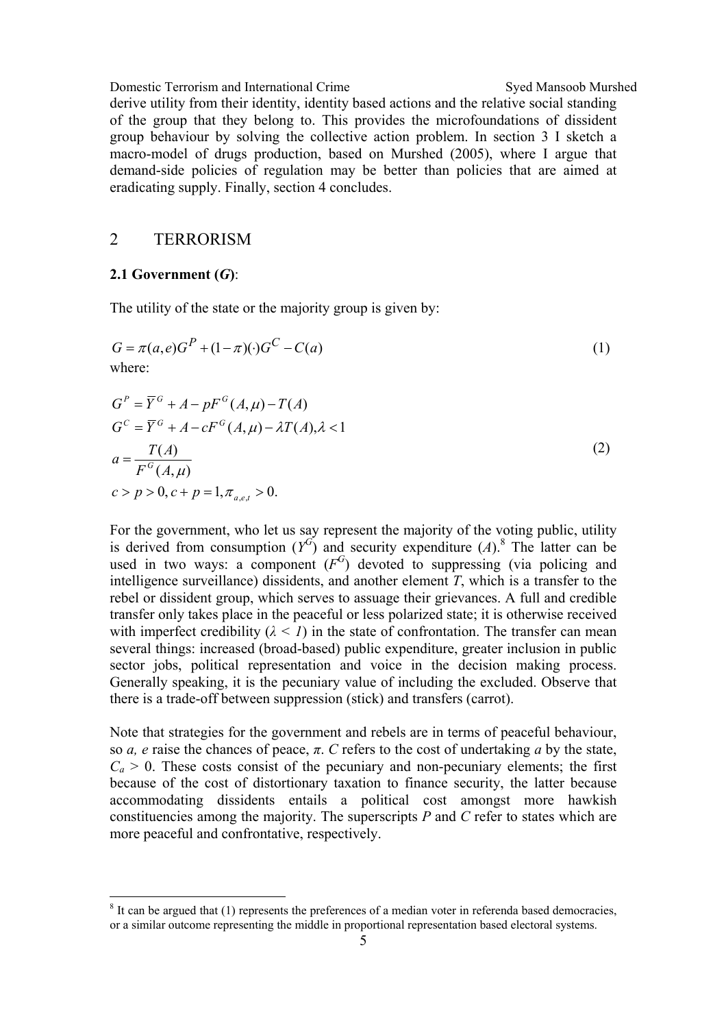derive utility from their identity, identity based actions and the relative social standing of the group that they belong to. This provides the microfoundations of dissident group behaviour by solving the collective action problem. In section 3 I sketch a macro-model of drugs production, based on Murshed (2005), where I argue that demand-side policies of regulation may be better than policies that are aimed at eradicating supply. Finally, section 4 concludes.

## 2 TERRORISM

### 2.1 Government (*G*):

The utility of the state or the majority group is given by:

$$G = \pi(a,e)G^P + (1-\pi)(\cdot)G^C - C(a) \tag{1}$$

where:

$$\begin{aligned} G^P &= \overline{Y}^G + A - pF^G(A,\mu) - T(A) \\ G^C &= \overline{Y}^G + A - cF^G(A,\mu) - \lambda T(A), \lambda < 1 \\ a &= \frac{T(A)}{F^G(A,\mu)} \\ c &> p > 0, c + p = 1, \pi_{a,e,t} > 0. \end{aligned} \tag{2}$$

For the government, who let us say represent the majority of the voting public, utility is derived from consumption ($Y^G$) and security expenditure ($A$).[8] The latter can be used in two ways: a component ($F^G$) devoted to suppressing (via policing and intelligence surveillance) dissidents, and another element $T$, which is a transfer to the rebel or dissident group, which serves to assuage their grievances. A full and credible transfer only takes place in the peaceful or less polarized state; it is otherwise received with imperfect credibility ($\lambda < 1$) in the state of confrontation. The transfer can mean several things: increased (broad-based) public expenditure, greater inclusion in public sector jobs, political representation and voice in the decision making process. Generally speaking, it is the pecuniary value of including the excluded. Observe that there is a trade-off between suppression (stick) and transfers (carrot).

Note that strategies for the government and rebels are in terms of peaceful behaviour, so $a$, $e$ raise the chances of peace, $\pi$. $C$ refers to the cost of undertaking $a$ by the state, $C_a > 0$. These costs consist of the pecuniary and non-pecuniary elements; the first because of the cost of distortionary taxation to finance security, the latter because accommodating dissidents entails a political cost amongst more hawkish constituencies among the majority. The superscripts $P$ and $C$ refer to states which are more peaceful and confrontative, respectively.

[8] It can be argued that (1) represents the preferences of a median voter in referenda based democracies, or a similar outcome representing the middle in proportional representation based electoral systems.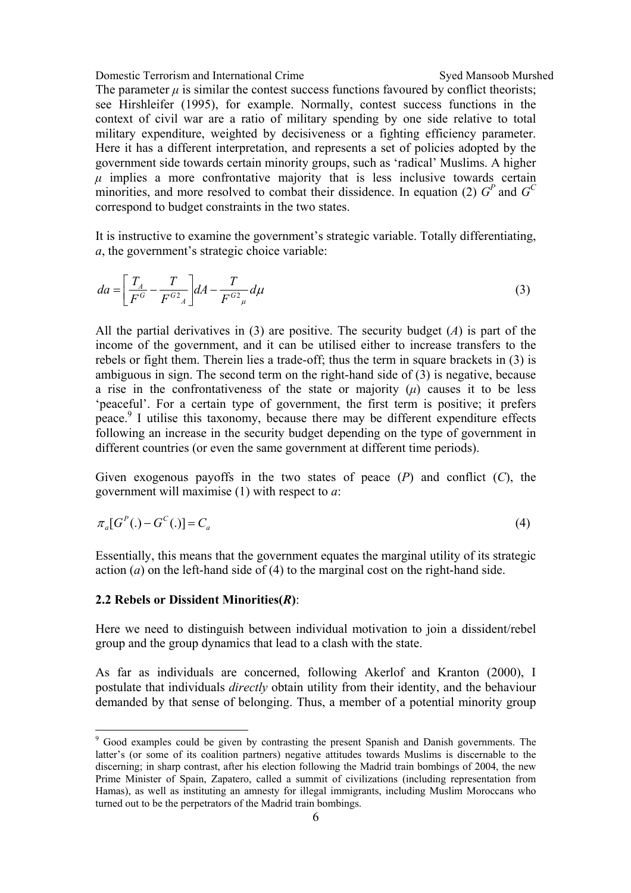The parameter $\mu$ is similar the contest success functions favoured by conflict theorists; see Hirshleifer (1995), for example. Normally, contest success functions in the context of civil war are a ratio of military spending by one side relative to total military expenditure, weighted by decisiveness or a fighting efficiency parameter. Here it has a different interpretation, and represents a set of policies adopted by the government side towards certain minority groups, such as 'radical' Muslims. A higher $\mu$ implies a more confrontative majority that is less inclusive towards certain minorities, and more resolved to combat their dissidence. In equation (2) $G^P$ and $G^C$ correspond to budget constraints in the two states.

It is instructive to examine the government's strategic variable. Totally differentiating, *a*, the government's strategic choice variable:

$$da = \left[ \frac{T_A}{F^G} - \frac{T}{F^{G2}{}_A} \right] dA - \frac{T}{F^{G2}{}_\mu} d\mu \tag{3}$$

All the partial derivatives in (3) are positive. The security budget ($A$) is part of the income of the government, and it can be utilised either to increase transfers to the rebels or fight them. Therein lies a trade-off; thus the term in square brackets in (3) is ambiguous in sign. The second term on the right-hand side of (3) is negative, because a rise in the confrontativeness of the state or majority ($\mu$) causes it to be less 'peaceful'. For a certain type of government, the first term is positive; it prefers peace.[9] I utilise this taxonomy, because there may be different expenditure effects following an increase in the security budget depending on the type of government in different countries (or even the same government at different time periods).

Given exogenous payoffs in the two states of peace ($P$) and conflict ($C$), the government will maximise (1) with respect to $a$:

$$\pi_a [G^P(.) - G^C(.)] = C_a \tag{4}$$

Essentially, this means that the government equates the marginal utility of its strategic action ($a$) on the left-hand side of (4) to the marginal cost on the right-hand side.

### 2.2 Rebels or Dissident Minorities(*R*):

Here we need to distinguish between individual motivation to join a dissident/rebel group and the group dynamics that lead to a clash with the state.

As far as individuals are concerned, following Akerlof and Kranton (2000), I postulate that individuals *directly* obtain utility from their identity, and the behaviour demanded by that sense of belonging. Thus, a member of a potential minority group

---

[9] Good examples could be given by contrasting the present Spanish and Danish governments. The latter's (or some of its coalition partners) negative attitudes towards Muslims is discernable to the discerning; in sharp contrast, after his election following the Madrid train bombings of 2004, the new Prime Minister of Spain, Zapatero, called a summit of civilizations (including representation from Hamas), as well as instituting an amnesty for illegal immigrants, including Muslim Moroccans who turned out to be the perpetrators of the Madrid train bombings.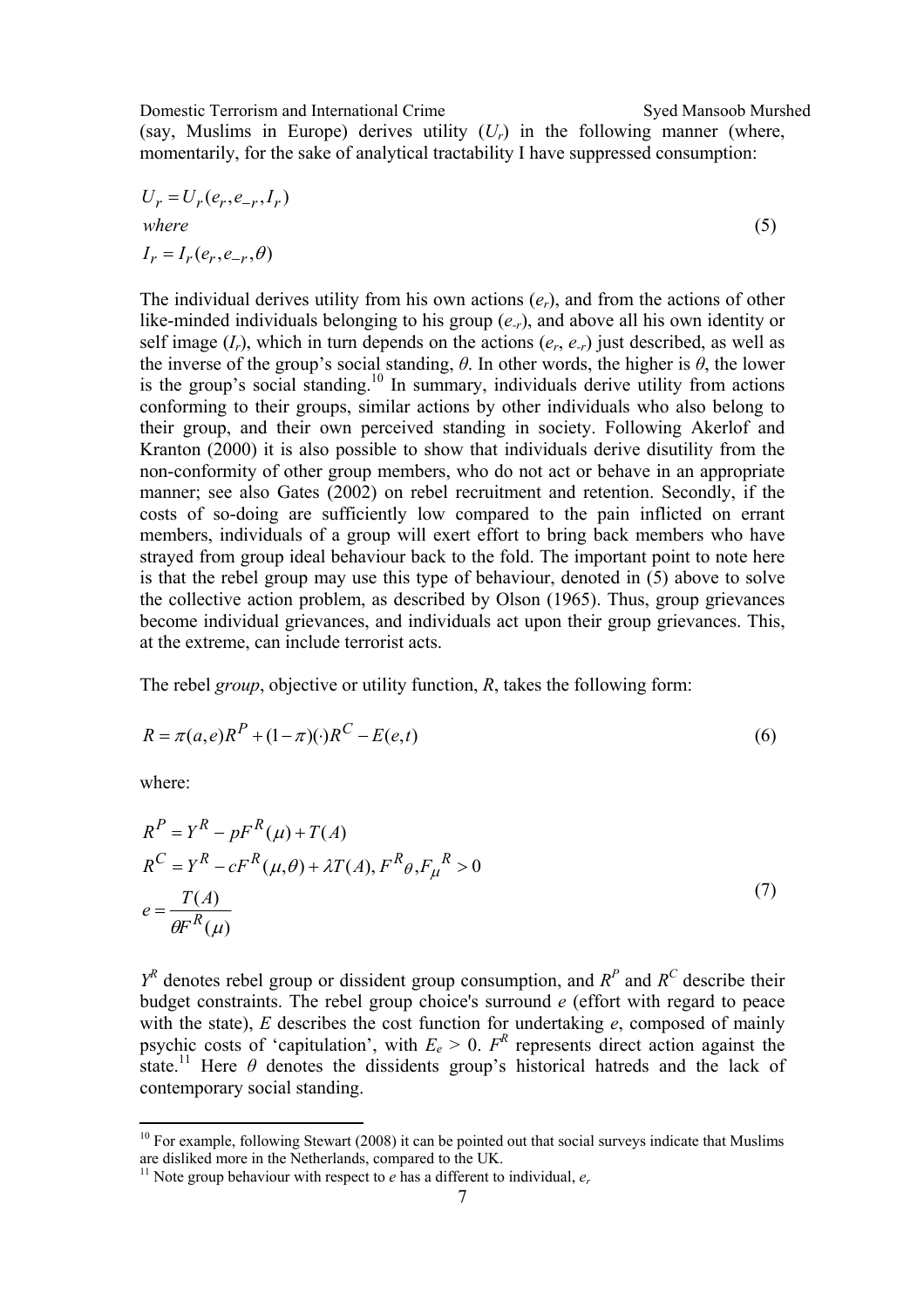(say, Muslims in Europe) derives utility ($U_r$) in the following manner (where, momentarily, for the sake of analytical tractability I have suppressed consumption:

$$
\begin{aligned}
&U_r = U_r(e_r, e_{-r}, I_r) \\
&where \\
&I_r = I_r(e_r, e_{-r}, \theta)
\end{aligned}
\tag{5}
$$

The individual derives utility from his own actions ($e_r$), and from the actions of other like-minded individuals belonging to his group ($e_{-r}$), and above all his own identity or self image ($I_r$), which in turn depends on the actions ($e_r$, $e_{-r}$) just described, as well as the inverse of the group's social standing, $\theta$. In other words, the higher is $\theta$, the lower is the group's social standing.[10] In summary, individuals derive utility from actions conforming to their groups, similar actions by other individuals who also belong to their group, and their own perceived standing in society. Following Akerlof and Kranton (2000) it is also possible to show that individuals derive disutility from the non-conformity of other group members, who do not act or behave in an appropriate manner; see also Gates (2002) on rebel recruitment and retention. Secondly, if the costs of so-doing are sufficiently low compared to the pain inflicted on errant members, individuals of a group will exert effort to bring back members who have strayed from group ideal behaviour back to the fold. The important point to note here is that the rebel group may use this type of behaviour, denoted in (5) above to solve the collective action problem, as described by Olson (1965). Thus, group grievances become individual grievances, and individuals act upon their group grievances. This, at the extreme, can include terrorist acts.

The rebel *group*, objective or utility function, $R$, takes the following form:

$$
R = \pi(a,e)R^P + (1-\pi)(\cdot)R^C - E(e,t) \tag{6}
$$

where:

$$
\begin{aligned}
&R^P = Y^R - pF^R(\mu) + T(A) \\
&R^C = Y^R - cF^R(\mu,\theta) + \lambda T(A),\ F^R{}_\theta, F_\mu{}^R > 0 \\
&e = \frac{T(A)}{\theta F^R(\mu)}
\end{aligned}
\tag{7}
$$

$Y^R$ denotes rebel group or dissident group consumption, and $R^P$ and $R^C$ describe their budget constraints. The rebel group choice's surround $e$ (effort with regard to peace with the state), $E$ describes the cost function for undertaking $e$, composed of mainly psychic costs of 'capitulation', with $E_e > 0$. $F^R$ represents direct action against the state.[11] Here $\theta$ denotes the dissidents group's historical hatreds and the lack of contemporary social standing.

---

[10] For example, following Stewart (2008) it can be pointed out that social surveys indicate that Muslims are disliked more in the Netherlands, compared to the UK.

[11] Note group behaviour with respect to $e$ has a different to individual, $e_r$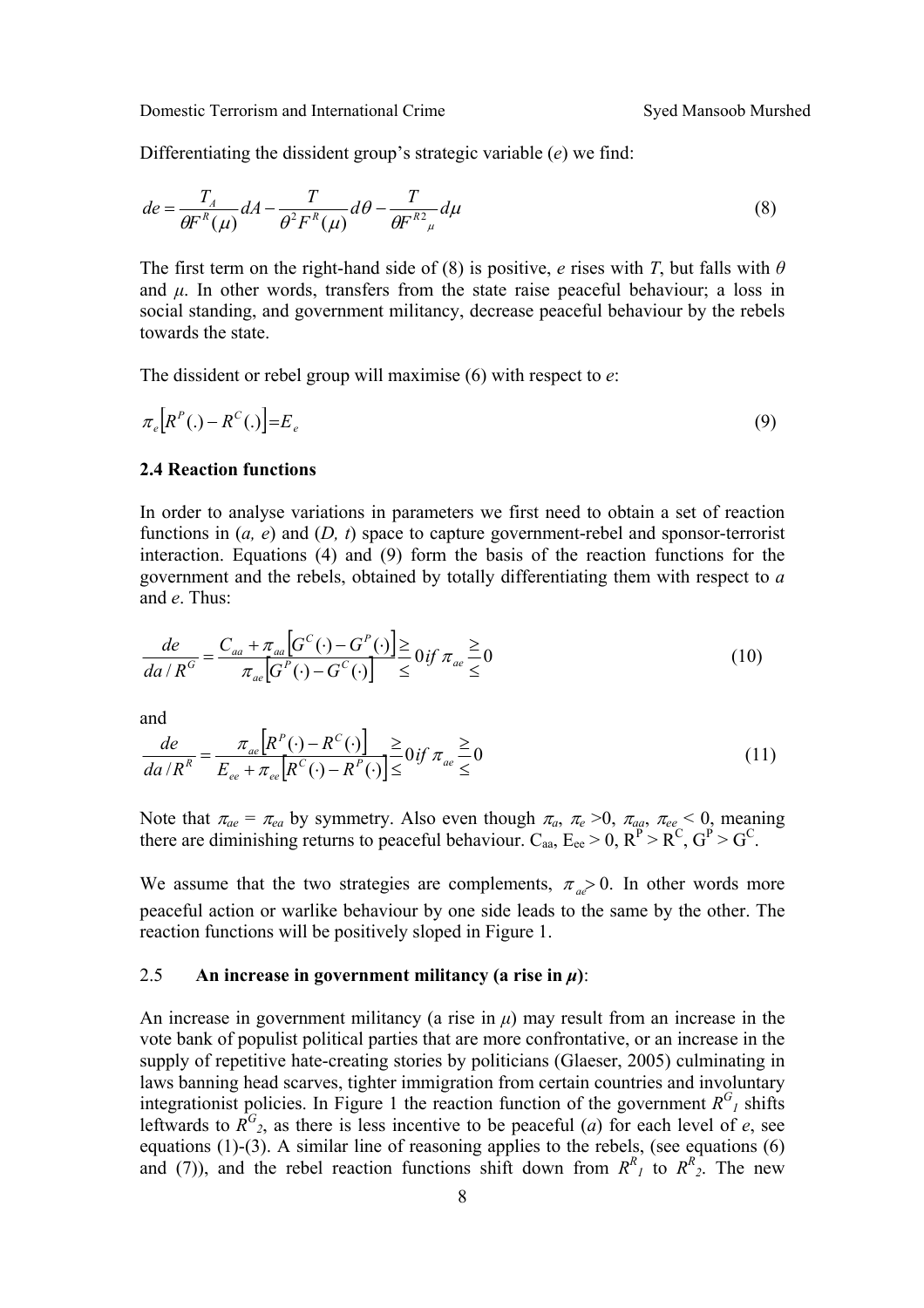Differentiating the dissident group's strategic variable ($e$) we find:

$$de = \frac{T_A}{\theta F^R(\mu)} dA - \frac{T}{\theta^2 F^R(\mu)} d\theta - \frac{T}{\theta F^{R2}{}_{\mu}} d\mu \tag{8}$$

The first term on the right-hand side of (8) is positive, $e$ rises with $T$, but falls with $\theta$ and $\mu$. In other words, transfers from the state raise peaceful behaviour; a loss in social standing, and government militancy, decrease peaceful behaviour by the rebels towards the state.

The dissident or rebel group will maximise (6) with respect to $e$:

$$\pi_e \left[ R^P(.) - R^C(.) \right] = E_e \tag{9}$$

### 2.4 Reaction functions

In order to analyse variations in parameters we first need to obtain a set of reaction functions in ($a$, $e$) and ($D$, $t$) space to capture government-rebel and sponsor-terrorist interaction. Equations (4) and (9) form the basis of the reaction functions for the government and the rebels, obtained by totally differentiating them with respect to $a$ and $e$. Thus:

$$\frac{de}{da / R^G} = \frac{C_{aa} + \pi_{aa}\left[G^C(\cdot) - G^P(\cdot)\right]}{\pi_{ae}\left[G^P(\cdot) - G^C(\cdot)\right]} \begin{matrix} \geq \\ \leq \end{matrix} 0 \; if \; \pi_{ae} \begin{matrix} \geq \\ \leq \end{matrix} 0 \tag{10}$$

and

$$\frac{de}{da / R^R} = \frac{\pi_{ae}\left[R^P(\cdot) - R^C(\cdot)\right]}{E_{ee} + \pi_{ee}\left[R^C(\cdot) - R^P(\cdot)\right]} \begin{matrix} \geq \\ \leq \end{matrix} 0 \; if \; \pi_{ae} \begin{matrix} \geq \\ \leq \end{matrix} 0 \tag{11}$$

Note that $\pi_{ae} = \pi_{ea}$ by symmetry. Also even though $\pi_a$, $\pi_e > 0$, $\pi_{aa}$, $\pi_{ee} < 0$, meaning there are diminishing returns to peaceful behaviour. $C_{aa}$, $E_{ee} > 0$, $R^P > R^C$, $G^P > G^C$.

We assume that the two strategies are complements, $\pi_{ae} > 0$. In other words more peaceful action or warlike behaviour by one side leads to the same by the other. The reaction functions will be positively sloped in Figure 1.

### 2.5 An increase in government militancy (a rise in $\mu$):

An increase in government militancy (a rise in $\mu$) may result from an increase in the vote bank of populist political parties that are more confrontative, or an increase in the supply of repetitive hate-creating stories by politicians (Glaeser, 2005) culminating in laws banning head scarves, tighter immigration from certain countries and involuntary integrationist policies. In Figure 1 the reaction function of the government $R^G{}_1$ shifts leftwards to $R^G{}_2$, as there is less incentive to be peaceful ($a$) for each level of $e$, see equations (1)-(3). A similar line of reasoning applies to the rebels, (see equations (6) and (7)), and the rebel reaction functions shift down from $R^R{}_1$ to $R^R{}_2$. The new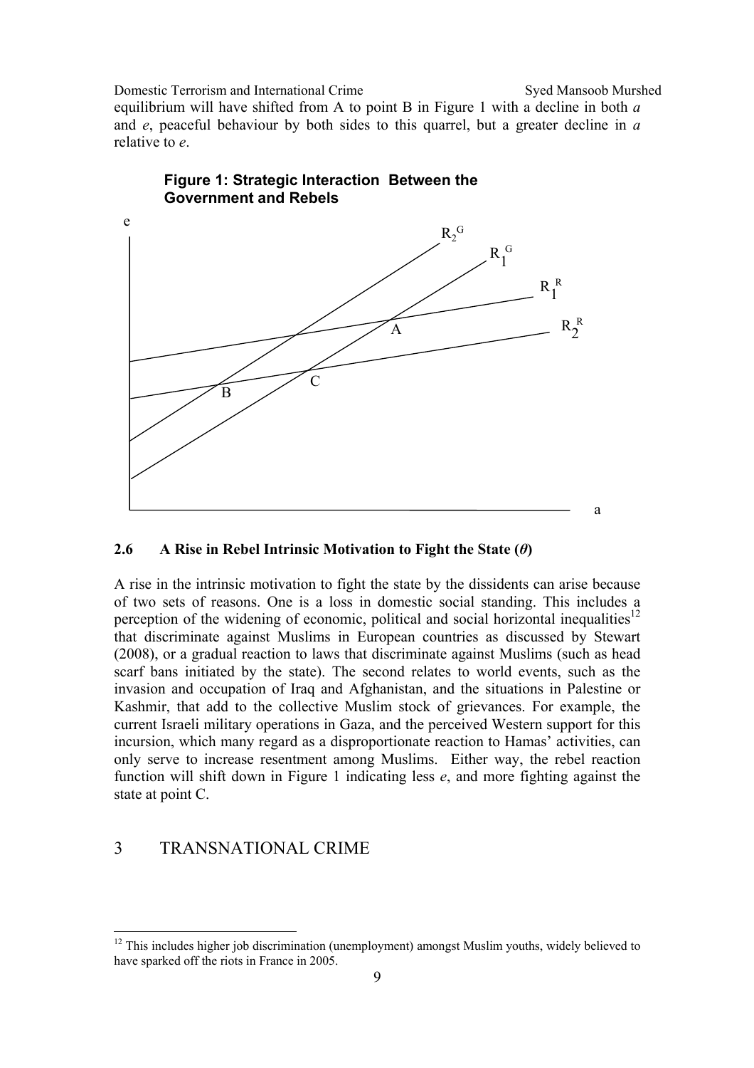equilibrium will have shifted from A to point B in Figure 1 with a decline in both *a* and *e*, peaceful behaviour by both sides to this quarrel, but a greater decline in *a* relative to *e*.

**Figure 1: Strategic Interaction Between the Government and Rebels**

### 2.6 A Rise in Rebel Intrinsic Motivation to Fight the State (*θ*)

A rise in the intrinsic motivation to fight the state by the dissidents can arise because of two sets of reasons. One is a loss in domestic social standing. This includes a perception of the widening of economic, political and social horizontal inequalities[12] that discriminate against Muslims in European countries as discussed by Stewart (2008), or a gradual reaction to laws that discriminate against Muslims (such as head scarf bans initiated by the state). The second relates to world events, such as the invasion and occupation of Iraq and Afghanistan, and the situations in Palestine or Kashmir, that add to the collective Muslim stock of grievances. For example, the current Israeli military operations in Gaza, and the perceived Western support for this incursion, which many regard as a disproportionate reaction to Hamas' activities, can only serve to increase resentment among Muslims. Either way, the rebel reaction function will shift down in Figure 1 indicating less *e*, and more fighting against the state at point C.

## 3 TRANSNATIONAL CRIME

[12] This includes higher job discrimination (unemployment) amongst Muslim youths, widely believed to have sparked off the riots in France in 2005.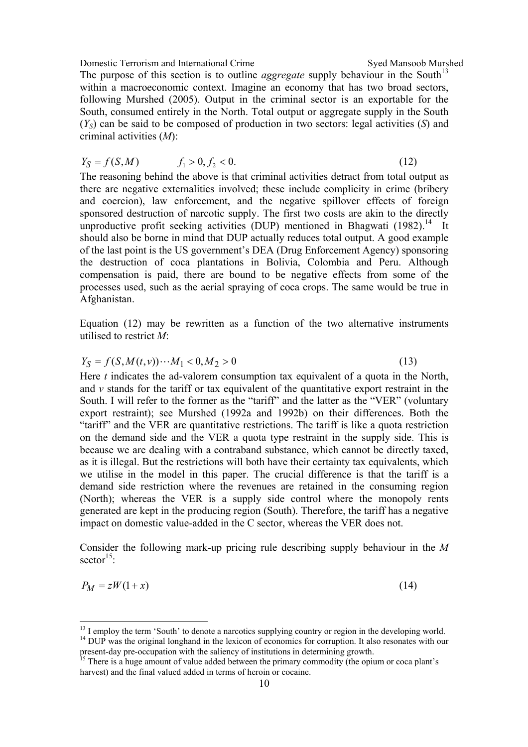The purpose of this section is to outline *aggregate* supply behaviour in the South[13] within a macroeconomic context. Imagine an economy that has two broad sectors, following Murshed (2005). Output in the criminal sector is an exportable for the South, consumed entirely in the North. Total output or aggregate supply in the South ($Y_S$) can be said to be composed of production in two sectors: legal activities ($S$) and criminal activities ($M$):

$$Y_S = f(S, M) \qquad f_1 > 0, f_2 < 0. \tag{12}$$

The reasoning behind the above is that criminal activities detract from total output as there are negative externalities involved; these include complicity in crime (bribery and coercion), law enforcement, and the negative spillover effects of foreign sponsored destruction of narcotic supply. The first two costs are akin to the directly unproductive profit seeking activities (DUP) mentioned in Bhagwati (1982).[14] It should also be borne in mind that DUP actually reduces total output. A good example of the last point is the US government's DEA (Drug Enforcement Agency) sponsoring the destruction of coca plantations in Bolivia, Colombia and Peru. Although compensation is paid, there are bound to be negative effects from some of the processes used, such as the aerial spraying of coca crops. The same would be true in Afghanistan.

Equation (12) may be rewritten as a function of the two alternative instruments utilised to restrict $M$:

$$Y_S = f(S, M(t, v)) \cdots M_1 < 0, M_2 > 0 \tag{13}$$

Here $t$ indicates the ad-valorem consumption tax equivalent of a quota in the North, and $v$ stands for the tariff or tax equivalent of the quantitative export restraint in the South. I will refer to the former as the "tariff" and the latter as the "VER" (voluntary export restraint); see Murshed (1992a and 1992b) on their differences. Both the "tariff" and the VER are quantitative restrictions. The tariff is like a quota restriction on the demand side and the VER a quota type restraint in the supply side. This is because we are dealing with a contraband substance, which cannot be directly taxed, as it is illegal. But the restrictions will both have their certainty tax equivalents, which we utilise in the model in this paper. The crucial difference is that the tariff is a demand side restriction where the revenues are retained in the consuming region (North); whereas the VER is a supply side control where the monopoly rents generated are kept in the producing region (South). Therefore, the tariff has a negative impact on domestic value-added in the C sector, whereas the VER does not.

Consider the following mark-up pricing rule describing supply behaviour in the $M$ sector[15]:

$$P_M = zW(1 + x) \tag{14}$$

---

[13] I employ the term 'South' to denote a narcotics supplying country or region in the developing world.

[14] DUP was the original longhand in the lexicon of economics for corruption. It also resonates with our present-day pre-occupation with the saliency of institutions in determining growth.

[15] There is a huge amount of value added between the primary commodity (the opium or coca plant's harvest) and the final valued added in terms of heroin or cocaine.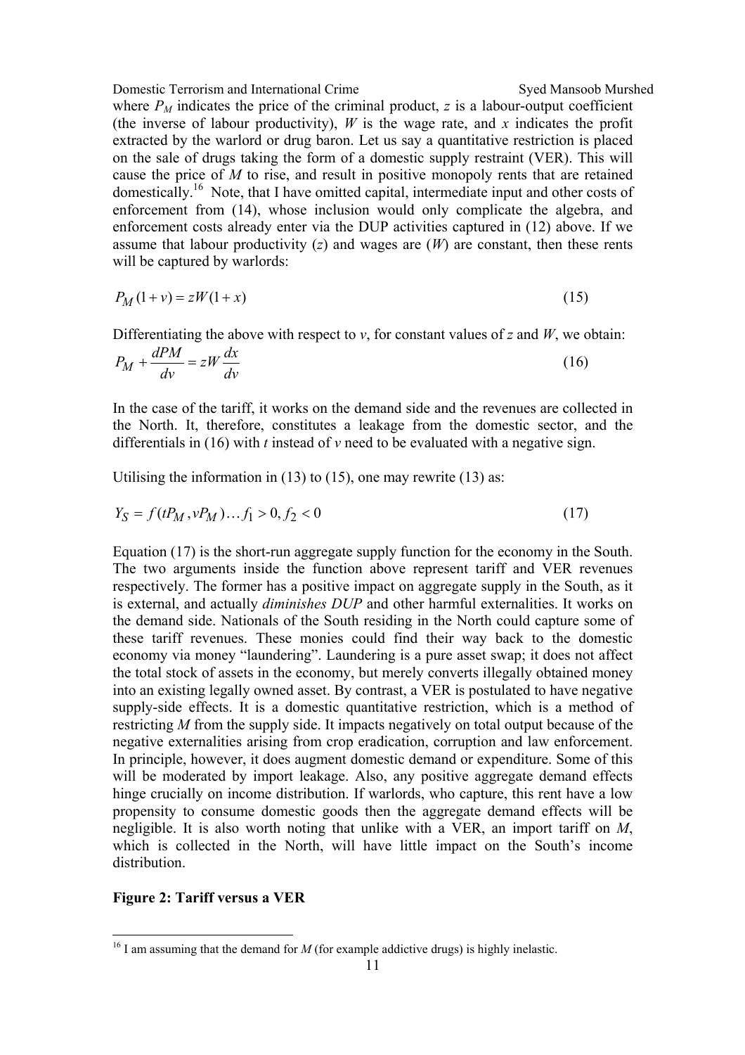where $P_M$ indicates the price of the criminal product, $z$ is a labour-output coefficient (the inverse of labour productivity), $W$ is the wage rate, and $x$ indicates the profit extracted by the warlord or drug baron. Let us say a quantitative restriction is placed on the sale of drugs taking the form of a domestic supply restraint (VER). This will cause the price of $M$ to rise, and result in positive monopoly rents that are retained domestically.[16] Note, that I have omitted capital, intermediate input and other costs of enforcement from (14), whose inclusion would only complicate the algebra, and enforcement costs already enter via the DUP activities captured in (12) above. If we assume that labour productivity ($z$) and wages are ($W$) are constant, then these rents will be captured by warlords:

$$P_M(1+v) = zW(1+x) \tag{15}$$

Differentiating the above with respect to $v$, for constant values of $z$ and $W$, we obtain:

$$P_M + \frac{dPM}{dv} = zW\frac{dx}{dv} \tag{16}$$

In the case of the tariff, it works on the demand side and the revenues are collected in the North. It, therefore, constitutes a leakage from the domestic sector, and the differentials in (16) with $t$ instead of $v$ need to be evaluated with a negative sign.

Utilising the information in (13) to (15), one may rewrite (13) as:

$$Y_S = f(tP_M, vP_M)\ldots f_1 > 0, f_2 < 0 \tag{17}$$

Equation (17) is the short-run aggregate supply function for the economy in the South. The two arguments inside the function above represent tariff and VER revenues respectively. The former has a positive impact on aggregate supply in the South, as it is external, and actually *diminishes DUP* and other harmful externalities. It works on the demand side. Nationals of the South residing in the North could capture some of these tariff revenues. These monies could find their way back to the domestic economy via money "laundering". Laundering is a pure asset swap; it does not affect the total stock of assets in the economy, but merely converts illegally obtained money into an existing legally owned asset. By contrast, a VER is postulated to have negative supply-side effects. It is a domestic quantitative restriction, which is a method of restricting $M$ from the supply side. It impacts negatively on total output because of the negative externalities arising from crop eradication, corruption and law enforcement. In principle, however, it does augment domestic demand or expenditure. Some of this will be moderated by import leakage. Also, any positive aggregate demand effects hinge crucially on income distribution. If warlords, who capture, this rent have a low propensity to consume domestic goods then the aggregate demand effects will be negligible. It is also worth noting that unlike with a VER, an import tariff on $M$, which is collected in the North, will have little impact on the South's income distribution.

**Figure 2: Tariff versus a VER**

---

[16] I am assuming that the demand for $M$ (for example addictive drugs) is highly inelastic.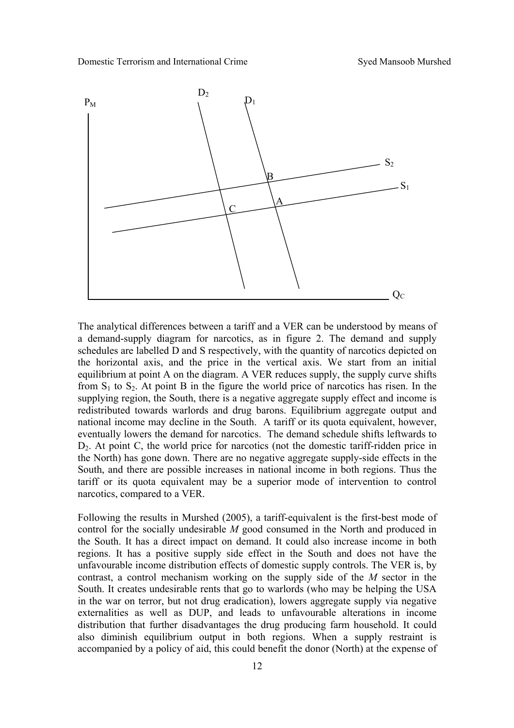The analytical differences between a tariff and a VER can be understood by means of a demand-supply diagram for narcotics, as in figure 2. The demand and supply schedules are labelled D and S respectively, with the quantity of narcotics depicted on the horizontal axis, and the price in the vertical axis. We start from an initial equilibrium at point A on the diagram. A VER reduces supply, the supply curve shifts from $S_1$ to $S_2$. At point B in the figure the world price of narcotics has risen. In the supplying region, the South, there is a negative aggregate supply effect and income is redistributed towards warlords and drug barons. Equilibrium aggregate output and national income may decline in the South. A tariff or its quota equivalent, however, eventually lowers the demand for narcotics. The demand schedule shifts leftwards to $D_2$. At point C, the world price for narcotics (not the domestic tariff-ridden price in the North) has gone down. There are no negative aggregate supply-side effects in the South, and there are possible increases in national income in both regions. Thus the tariff or its quota equivalent may be a superior mode of intervention to control narcotics, compared to a VER.

Following the results in Murshed (2005), a tariff-equivalent is the first-best mode of control for the socially undesirable *M* good consumed in the North and produced in the South. It has a direct impact on demand. It could also increase income in both regions. It has a positive supply side effect in the South and does not have the unfavourable income distribution effects of domestic supply controls. The VER is, by contrast, a control mechanism working on the supply side of the *M* sector in the South. It creates undesirable rents that go to warlords (who may be helping the USA in the war on terror, but not drug eradication), lowers aggregate supply via negative externalities as well as DUP, and leads to unfavourable alterations in income distribution that further disadvantages the drug producing farm household. It could also diminish equilibrium output in both regions. When a supply restraint is accompanied by a policy of aid, this could benefit the donor (North) at the expense of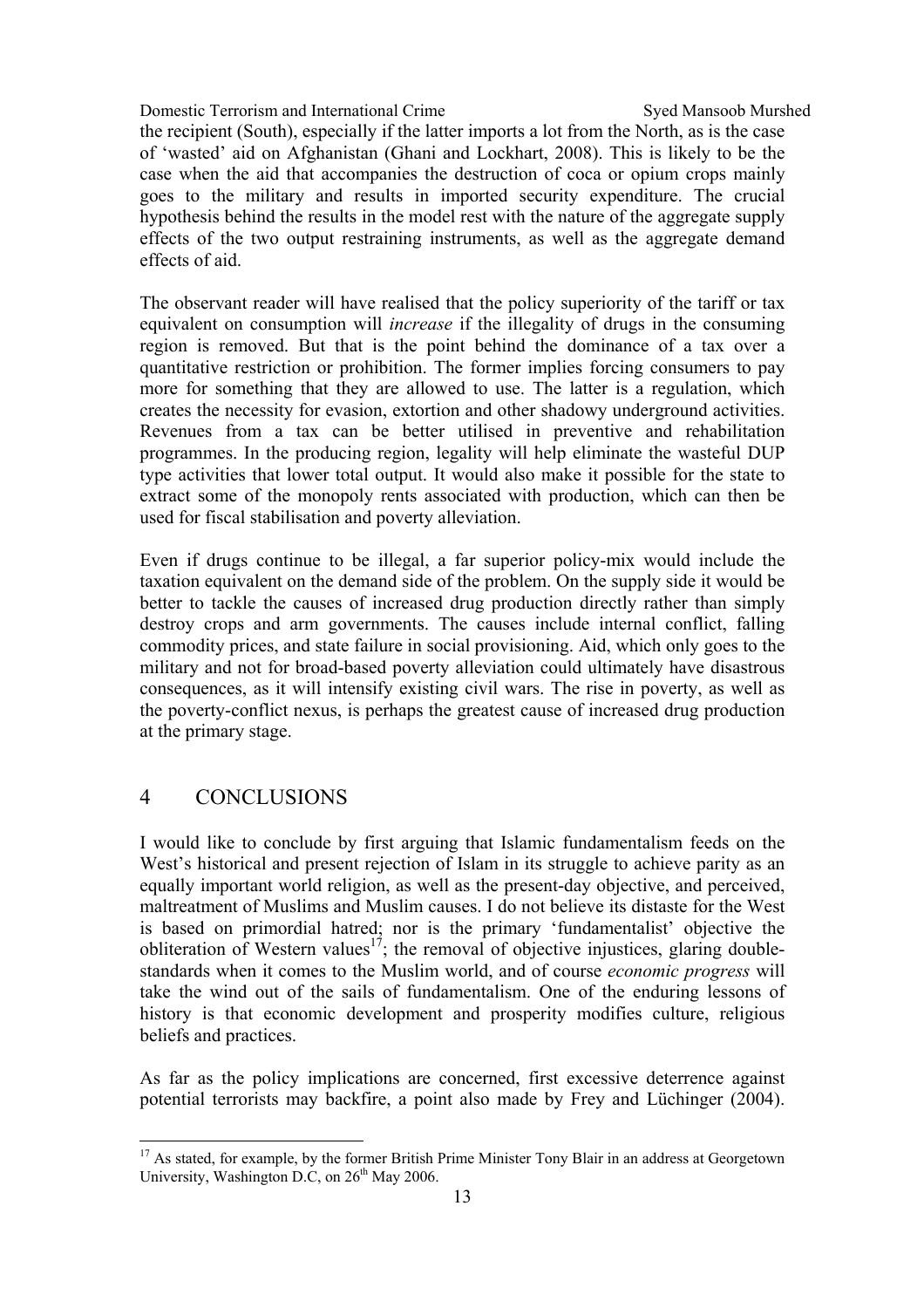the recipient (South), especially if the latter imports a lot from the North, as is the case of 'wasted' aid on Afghanistan (Ghani and Lockhart, 2008). This is likely to be the case when the aid that accompanies the destruction of coca or opium crops mainly goes to the military and results in imported security expenditure. The crucial hypothesis behind the results in the model rest with the nature of the aggregate supply effects of the two output restraining instruments, as well as the aggregate demand effects of aid.

The observant reader will have realised that the policy superiority of the tariff or tax equivalent on consumption will *increase* if the illegality of drugs in the consuming region is removed. But that is the point behind the dominance of a tax over a quantitative restriction or prohibition. The former implies forcing consumers to pay more for something that they are allowed to use. The latter is a regulation, which creates the necessity for evasion, extortion and other shadowy underground activities. Revenues from a tax can be better utilised in preventive and rehabilitation programmes. In the producing region, legality will help eliminate the wasteful DUP type activities that lower total output. It would also make it possible for the state to extract some of the monopoly rents associated with production, which can then be used for fiscal stabilisation and poverty alleviation.

Even if drugs continue to be illegal, a far superior policy-mix would include the taxation equivalent on the demand side of the problem. On the supply side it would be better to tackle the causes of increased drug production directly rather than simply destroy crops and arm governments. The causes include internal conflict, falling commodity prices, and state failure in social provisioning. Aid, which only goes to the military and not for broad-based poverty alleviation could ultimately have disastrous consequences, as it will intensify existing civil wars. The rise in poverty, as well as the poverty-conflict nexus, is perhaps the greatest cause of increased drug production at the primary stage.

## 4 CONCLUSIONS

I would like to conclude by first arguing that Islamic fundamentalism feeds on the West's historical and present rejection of Islam in its struggle to achieve parity as an equally important world religion, as well as the present-day objective, and perceived, maltreatment of Muslims and Muslim causes. I do not believe its distaste for the West is based on primordial hatred; nor is the primary 'fundamentalist' objective the obliteration of Western values[17]; the removal of objective injustices, glaring double-standards when it comes to the Muslim world, and of course *economic progress* will take the wind out of the sails of fundamentalism. One of the enduring lessons of history is that economic development and prosperity modifies culture, religious beliefs and practices.

As far as the policy implications are concerned, first excessive deterrence against potential terrorists may backfire, a point also made by Frey and Lüchinger (2004).

[17] As stated, for example, by the former British Prime Minister Tony Blair in an address at Georgetown University, Washington D.C, on 26th May 2006.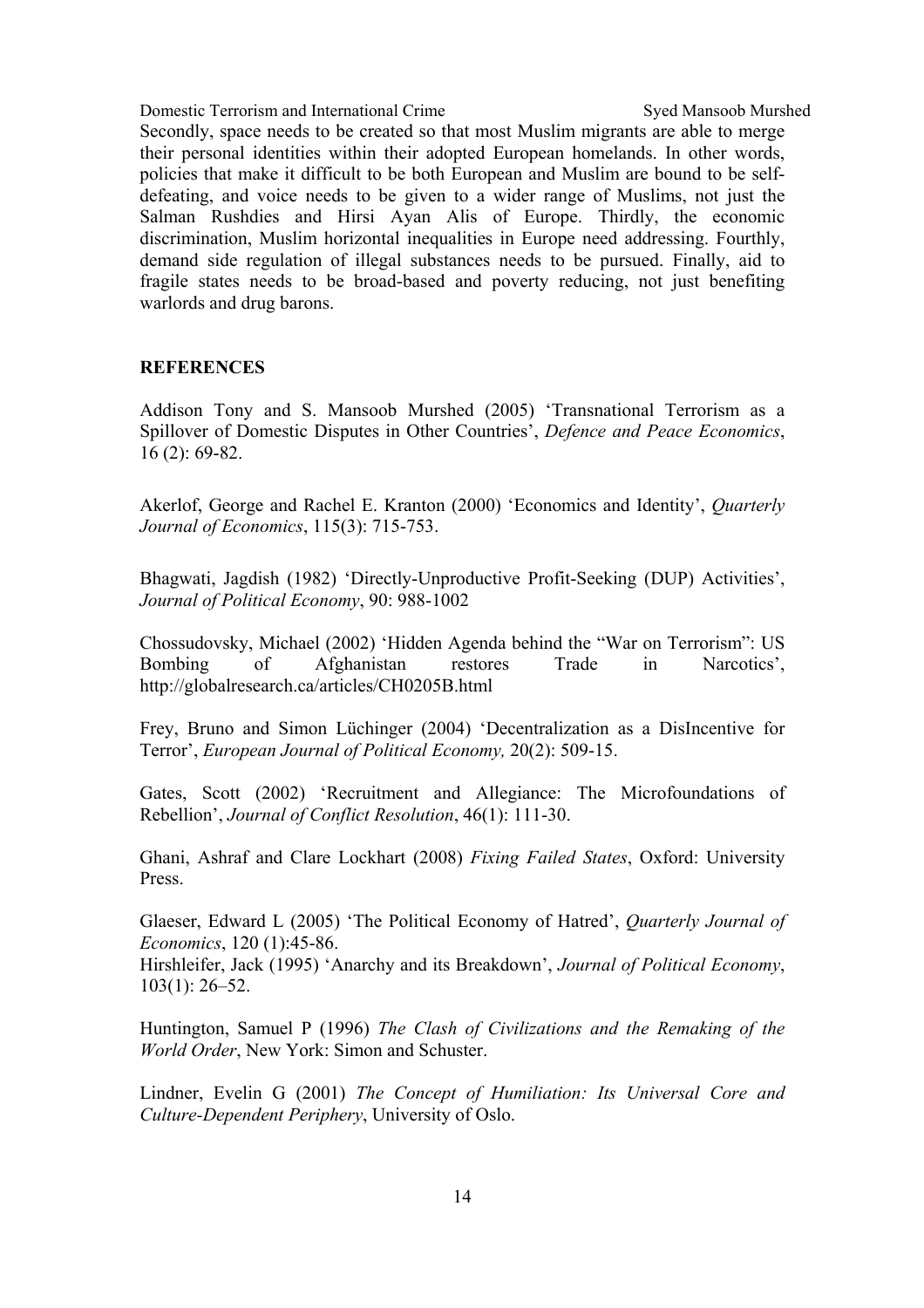Secondly, space needs to be created so that most Muslim migrants are able to merge their personal identities within their adopted European homelands. In other words, policies that make it difficult to be both European and Muslim are bound to be self-defeating, and voice needs to be given to a wider range of Muslims, not just the Salman Rushdies and Hirsi Ayan Alis of Europe. Thirdly, the economic discrimination, Muslim horizontal inequalities in Europe need addressing. Fourthly, demand side regulation of illegal substances needs to be pursued. Finally, aid to fragile states needs to be broad-based and poverty reducing, not just benefiting warlords and drug barons.

## REFERENCES

Addison Tony and S. Mansoob Murshed (2005) 'Transnational Terrorism as a Spillover of Domestic Disputes in Other Countries', *Defence and Peace Economics*, 16 (2): 69-82.

Akerlof, George and Rachel E. Kranton (2000) 'Economics and Identity', *Quarterly Journal of Economics*, 115(3): 715-753.

Bhagwati, Jagdish (1982) 'Directly-Unproductive Profit-Seeking (DUP) Activities', *Journal of Political Economy*, 90: 988-1002

Chossudovsky, Michael (2002) 'Hidden Agenda behind the "War on Terrorism": US Bombing of Afghanistan restores Trade in Narcotics', http://globalresearch.ca/articles/CH0205B.html

Frey, Bruno and Simon Lüchinger (2004) 'Decentralization as a DisIncentive for Terror', *European Journal of Political Economy,* 20(2): 509-15.

Gates, Scott (2002) 'Recruitment and Allegiance: The Microfoundations of Rebellion', *Journal of Conflict Resolution*, 46(1): 111-30.

Ghani, Ashraf and Clare Lockhart (2008) *Fixing Failed States*, Oxford: University Press.

Glaeser, Edward L (2005) 'The Political Economy of Hatred', *Quarterly Journal of Economics*, 120 (1):45-86.

Hirshleifer, Jack (1995) 'Anarchy and its Breakdown', *Journal of Political Economy*, 103(1): 26–52.

Huntington, Samuel P (1996) *The Clash of Civilizations and the Remaking of the World Order*, New York: Simon and Schuster.

Lindner, Evelin G (2001) *The Concept of Humiliation: Its Universal Core and Culture-Dependent Periphery*, University of Oslo.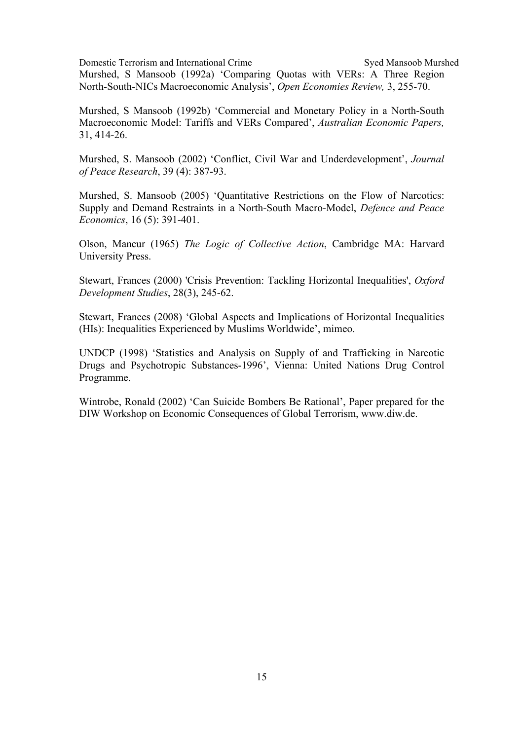Murshed, S Mansoob (1992a) 'Comparing Quotas with VERs: A Three Region North-South-NICs Macroeconomic Analysis', *Open Economies Review,* 3, 255-70.

Murshed, S Mansoob (1992b) 'Commercial and Monetary Policy in a North-South Macroeconomic Model: Tariffs and VERs Compared', *Australian Economic Papers,* 31, 414-26.

Murshed, S. Mansoob (2002) 'Conflict, Civil War and Underdevelopment', *Journal of Peace Research*, 39 (4): 387-93.

Murshed, S. Mansoob (2005) 'Quantitative Restrictions on the Flow of Narcotics: Supply and Demand Restraints in a North-South Macro-Model, *Defence and Peace Economics*, 16 (5): 391-401.

Olson, Mancur (1965) *The Logic of Collective Action*, Cambridge MA: Harvard University Press.

Stewart, Frances (2000) 'Crisis Prevention: Tackling Horizontal Inequalities', *Oxford Development Studies*, 28(3), 245-62.

Stewart, Frances (2008) 'Global Aspects and Implications of Horizontal Inequalities (HIs): Inequalities Experienced by Muslims Worldwide', mimeo.

UNDCP (1998) 'Statistics and Analysis on Supply of and Trafficking in Narcotic Drugs and Psychotropic Substances-1996', Vienna: United Nations Drug Control Programme.

Wintrobe, Ronald (2002) 'Can Suicide Bombers Be Rational', Paper prepared for the DIW Workshop on Economic Consequences of Global Terrorism, www.diw.de.